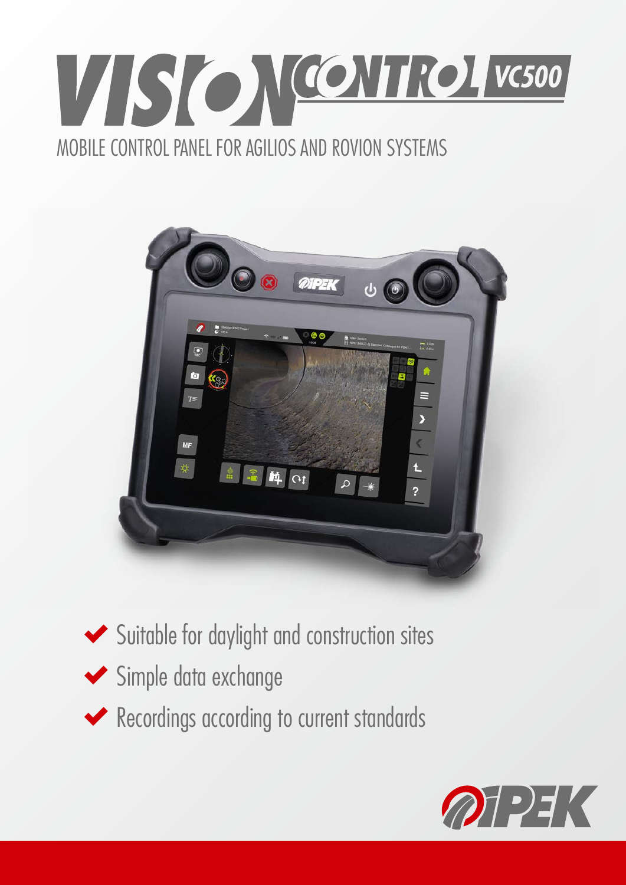# VISION CONTROL VC500

MOBILE CONTROL PANEL FOR AGILIOS AND ROVION SYSTEMS

- ✔ Suitable for daylight and construction sites
- ✔ Simple data exchange
- ✔ Recordings according to current standards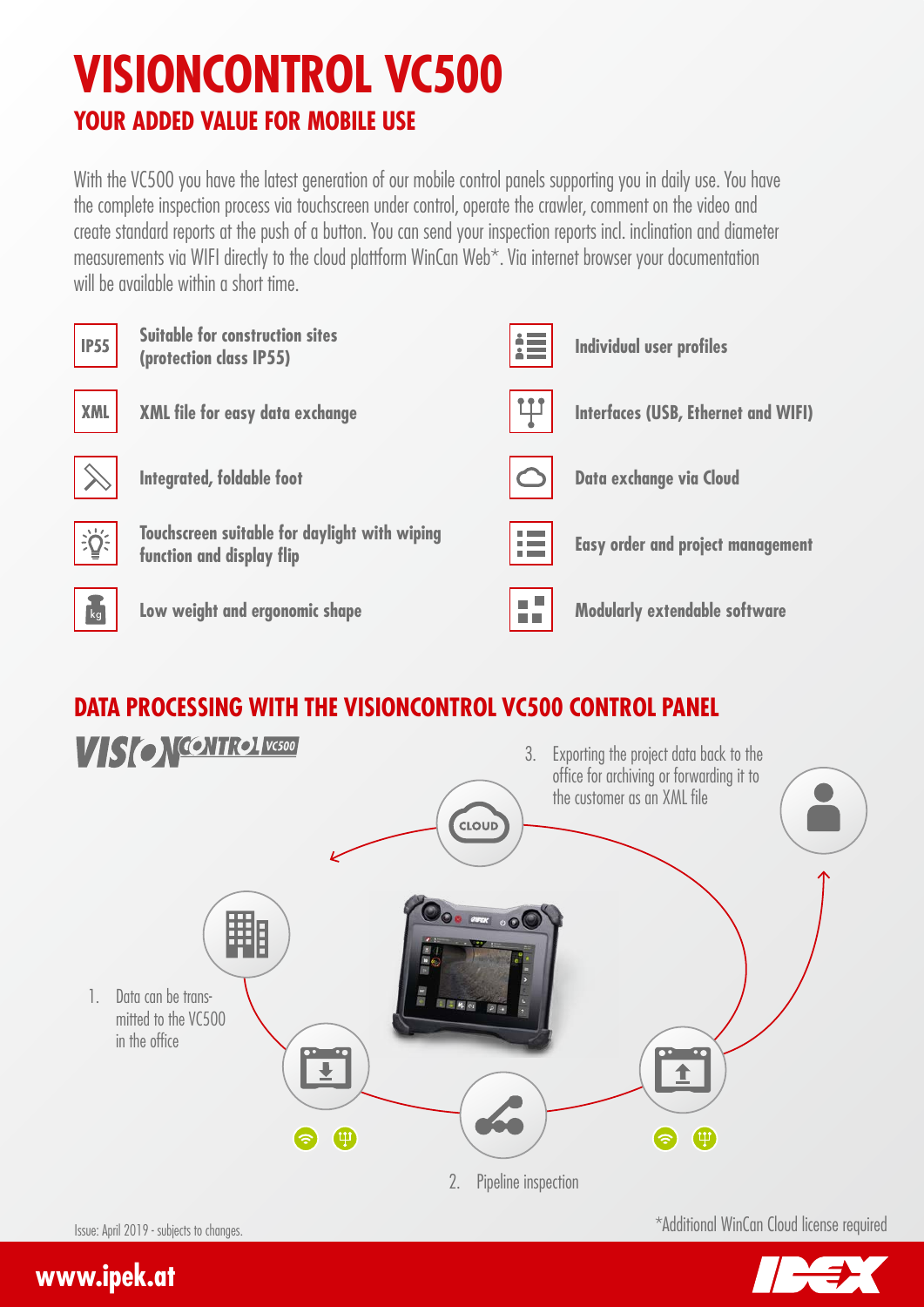# VISIONCONTROL VC500

## YOUR ADDED VALUE FOR MOBILE USE

With the VC500 you have the latest generation of our mobile control panels supporting you in daily use. You have the complete inspection process via touchscreen under control, operate the crawler, comment on the video and create standard reports at the push of a button. You can send your inspection reports incl. inclination and diameter measurements via WIFI directly to the cloud plattform WinCan Web*. Via internet browser your documentation will be available within a short time.

- **Suitable for construction sites (protection class IP55)**
- **XML file for easy data exchange**
- **Integrated, foldable foot**
- **Touchscreen suitable for daylight with wiping function and display flip**
- **Low weight and ergonomic shape**
- **Individual user profiles**
- **Interfaces (USB, Ethernet and WIFI)**
- **Data exchange via Cloud**
- **Easy order and project management**
- **Modularly extendable software**

## DATA PROCESSING WITH THE VISIONCONTROL VC500 CONTROL PANEL

VISIONCONTROL VC500

CLOUD

1. Data can be transmitted to the VC500 in the office
2. Pipeline inspection
3. Exporting the project data back to the office for archiving or forwarding it to the customer as an XML file

*Additional WinCan Cloud license required

Issue: April 2019 - subjects to changes.

www.ipek.at